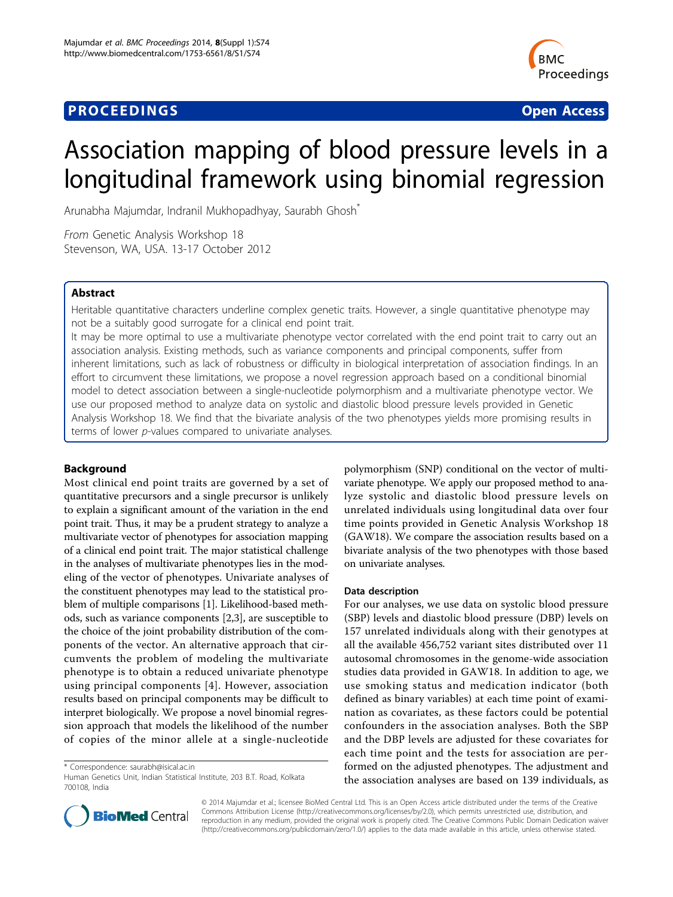PROCEEDINGS

Open Access

# Association mapping of blood pressure levels in a longitudinal framework using binomial regression

Arunabha Majumdar, Indranil Mukhopadhyay, Saurabh Ghosh*

*From* Genetic Analysis Workshop 18
Stevenson, WA, USA. 13-17 October 2012

## Abstract

Heritable quantitative characters underline complex genetic traits. However, a single quantitative phenotype may not be a suitably good surrogate for a clinical end point trait.

It may be more optimal to use a multivariate phenotype vector correlated with the end point trait to carry out an association analysis. Existing methods, such as variance components and principal components, suffer from inherent limitations, such as lack of robustness or difficulty in biological interpretation of association findings. In an effort to circumvent these limitations, we propose a novel regression approach based on a conditional binomial model to detect association between a single-nucleotide polymorphism and a multivariate phenotype vector. We use our proposed method to analyze data on systolic and diastolic blood pressure levels provided in Genetic Analysis Workshop 18. We find that the bivariate analysis of the two phenotypes yields more promising results in terms of lower *p*-values compared to univariate analyses.

## Background

Most clinical end point traits are governed by a set of quantitative precursors and a single precursor is unlikely to explain a significant amount of the variation in the end point trait. Thus, it may be a prudent strategy to analyze a multivariate vector of phenotypes for association mapping of a clinical end point trait. The major statistical challenge in the analyses of multivariate phenotypes lies in the modeling of the vector of phenotypes. Univariate analyses of the constituent phenotypes may lead to the statistical problem of multiple comparisons [1]. Likelihood-based methods, such as variance components [2,3], are susceptible to the choice of the joint probability distribution of the components of the vector. An alternative approach that circumvents the problem of modeling the multivariate phenotype is to obtain a reduced univariate phenotype using principal components [4]. However, association results based on principal components may be difficult to interpret biologically. We propose a novel binomial regression approach that models the likelihood of the number of copies of the minor allele at a single-nucleotide polymorphism (SNP) conditional on the vector of multivariate phenotype. We apply our proposed method to analyze systolic and diastolic blood pressure levels on unrelated individuals using longitudinal data over four time points provided in Genetic Analysis Workshop 18 (GAW18). We compare the association results based on a bivariate analysis of the two phenotypes with those based on univariate analyses.

### Data description

For our analyses, we use data on systolic blood pressure (SBP) levels and diastolic blood pressure (DBP) levels on 157 unrelated individuals along with their genotypes at all the available 456,752 variant sites distributed over 11 autosomal chromosomes in the genome-wide association studies data provided in GAW18. In addition to age, we use smoking status and medication indicator (both defined as binary variables) at each time point of examination as covariates, as these factors could be potential confounders in the association analyses. Both the SBP and the DBP levels are adjusted for these covariates for each time point and the tests for association are performed on the adjusted phenotypes. The adjustment and the association analyses are based on 139 individuals, as

\* Correspondence: saurabh@isical.ac.in
Human Genetics Unit, Indian Statistical Institute, 203 B.T. Road, Kolkata 700108, India

© 2014 Majumdar et al.; licensee BioMed Central Ltd. This is an Open Access article distributed under the terms of the Creative Commons Attribution License (http://creativecommons.org/licenses/by/2.0), which permits unrestricted use, distribution, and reproduction in any medium, provided the original work is properly cited. The Creative Commons Public Domain Dedication waiver (http://creativecommons.org/publicdomain/zero/1.0/) applies to the data made available in this article, unless otherwise stated.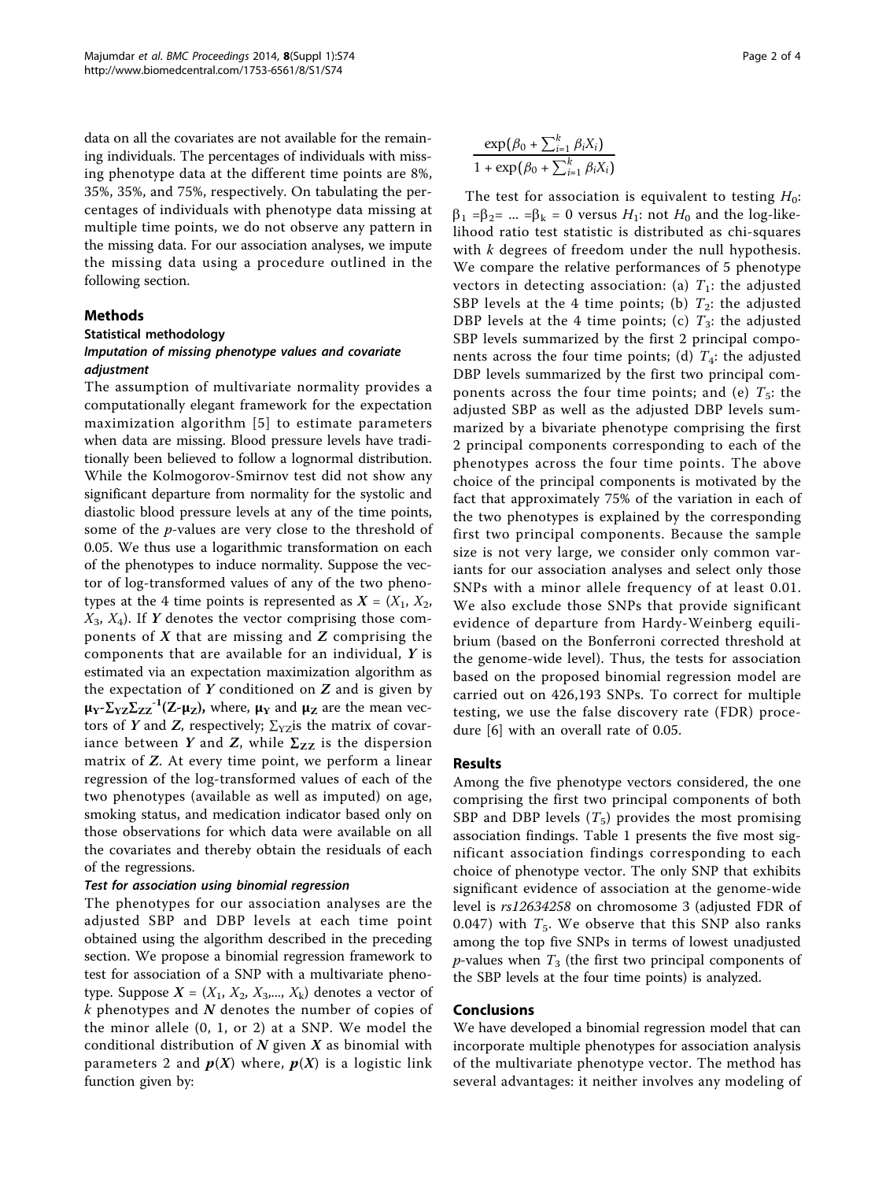data on all the covariates are not available for the remaining individuals. The percentages of individuals with missing phenotype data at the different time points are 8%, 35%, 35%, and 75%, respectively. On tabulating the percentages of individuals with phenotype data missing at multiple time points, we do not observe any pattern in the missing data. For our association analyses, we impute the missing data using a procedure outlined in the following section.

## Methods

### Statistical methodology

#### *Imputation of missing phenotype values and covariate adjustment*

The assumption of multivariate normality provides a computationally elegant framework for the expectation maximization algorithm [5] to estimate parameters when data are missing. Blood pressure levels have traditionally been believed to follow a lognormal distribution. While the Kolmogorov-Smirnov test did not show any significant departure from normality for the systolic and diastolic blood pressure levels at any of the time points, some of the *p*-values are very close to the threshold of 0.05. We thus use a logarithmic transformation on each of the phenotypes to induce normality. Suppose the vector of log-transformed values of any of the two phenotypes at the 4 time points is represented as $\boldsymbol{X} = (X_1, X_2, X_3, X_4)$. If $\boldsymbol{Y}$ denotes the vector comprising those components of $\boldsymbol{X}$ that are missing and $\boldsymbol{Z}$ comprising the components that are available for an individual, $\boldsymbol{Y}$ is estimated via an expectation maximization algorithm as the expectation of $\boldsymbol{Y}$ conditioned on $\boldsymbol{Z}$ and is given by $\boldsymbol{\mu_Y} - \boldsymbol{\Sigma_{YZ}}\boldsymbol{\Sigma_{ZZ}}^{-1}(\boldsymbol{Z}-\boldsymbol{\mu_Z})$, where, $\boldsymbol{\mu_Y}$ and $\boldsymbol{\mu_Z}$ are the mean vectors of $\boldsymbol{Y}$ and $\boldsymbol{Z}$, respectively; $\Sigma_{YZ}$ is the matrix of covariance between $\boldsymbol{Y}$ and $\boldsymbol{Z}$, while $\boldsymbol{\Sigma_{ZZ}}$ is the dispersion matrix of $\boldsymbol{Z}$. At every time point, we perform a linear regression of the log-transformed values of each of the two phenotypes (available as well as imputed) on age, smoking status, and medication indicator based only on those observations for which data were available on all the covariates and thereby obtain the residuals of each of the regressions.

#### *Test for association using binomial regression*

The phenotypes for our association analyses are the adjusted SBP and DBP levels at each time point obtained using the algorithm described in the preceding section. We propose a binomial regression framework to test for association of a SNP with a multivariate phenotype. Suppose $\boldsymbol{X} = (X_1, X_2, X_3, ..., X_k)$ denotes a vector of $k$ phenotypes and $\boldsymbol{N}$ denotes the number of copies of the minor allele (0, 1, or 2) at a SNP. We model the conditional distribution of $\boldsymbol{N}$ given $\boldsymbol{X}$ as binomial with parameters 2 and $\boldsymbol{p}(\boldsymbol{X})$ where, $\boldsymbol{p}(\boldsymbol{X})$ is a logistic link function given by:

$$\frac{\exp(\beta_0 + \sum_{i=1}^{k} \beta_i X_i)}{1 + \exp(\beta_0 + \sum_{i=1}^{k} \beta_i X_i)}$$

The test for association is equivalent to testing $H_0$: $\beta_1 = \beta_2 = ... = \beta_k = 0$ versus $H_1$: not $H_0$ and the log-likelihood ratio test statistic is distributed as chi-squares with $k$ degrees of freedom under the null hypothesis. We compare the relative performances of 5 phenotype vectors in detecting association: (a) $T_1$: the adjusted SBP levels at the 4 time points; (b) $T_2$: the adjusted DBP levels at the 4 time points; (c) $T_3$: the adjusted SBP levels summarized by the first 2 principal components across the four time points; (d) $T_4$: the adjusted DBP levels summarized by the first two principal components across the four time points; and (e) $T_5$: the adjusted SBP as well as the adjusted DBP levels summarized by a bivariate phenotype comprising the first 2 principal components corresponding to each of the phenotypes across the four time points. The above choice of the principal components is motivated by the fact that approximately 75% of the variation in each of the two phenotypes is explained by the corresponding first two principal components. Because the sample size is not very large, we consider only common variants for our association analyses and select only those SNPs with a minor allele frequency of at least 0.01. We also exclude those SNPs that provide significant evidence of departure from Hardy-Weinberg equilibrium (based on the Bonferroni corrected threshold at the genome-wide level). Thus, the tests for association based on the proposed binomial regression model are carried out on 426,193 SNPs. To correct for multiple testing, we use the false discovery rate (FDR) procedure [6] with an overall rate of 0.05.

## Results

Among the five phenotype vectors considered, the one comprising the first two principal components of both SBP and DBP levels ($T_5$) provides the most promising association findings. Table 1 presents the five most significant association findings corresponding to each choice of phenotype vector. The only SNP that exhibits significant evidence of association at the genome-wide level is *rs12634258* on chromosome 3 (adjusted FDR of 0.047) with $T_5$. We observe that this SNP also ranks among the top five SNPs in terms of lowest unadjusted *p*-values when $T_3$ (the first two principal components of the SBP levels at the four time points) is analyzed.

## Conclusions

We have developed a binomial regression model that can incorporate multiple phenotypes for association analysis of the multivariate phenotype vector. The method has several advantages: it neither involves any modeling of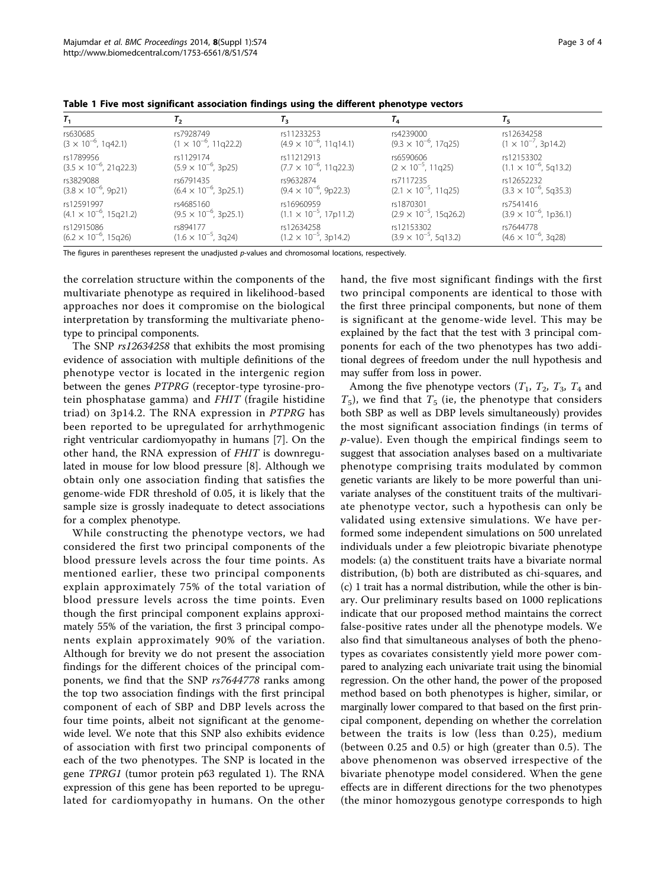**Table 1 Five most significant association findings using the different phenotype vectors**

| $T_1$ | $T_2$ | $T_3$ | $T_4$ | $T_5$ |
|---|---|---|---|---|
| rs630685 ($3 \times 10^{-6}$, 1q42.1) | rs7928749 ($1 \times 10^{-6}$, 11q22.2) | rs11233253 ($4.9 \times 10^{-6}$, 11q14.1) | rs4239000 ($9.3 \times 10^{-6}$, 17q25) | rs12634258 ($1 \times 10^{-7}$, 3p14.2) |
| rs1789956 ($3.5 \times 10^{-6}$, 21q22.3) | rs1129174 ($5.9 \times 10^{-6}$, 3p25) | rs11212913 ($7.7 \times 10^{-6}$, 11q22.3) | rs6590606 ($2 \times 10^{-5}$, 11q25) | rs12153302 ($1.1 \times 10^{-6}$, 5q13.2) |
| rs3829088 ($3.8 \times 10^{-6}$, 9p21) | rs6791435 ($6.4 \times 10^{-6}$, 3p25.1) | rs9632874 ($9.4 \times 10^{-6}$, 9p22.3) | rs7117235 ($2.1 \times 10^{-5}$, 11q25) | rs12652232 ($3.3 \times 10^{-6}$, 5q35.3) |
| rs12591997 ($4.1 \times 10^{-6}$, 15q21.2) | rs4685160 ($9.5 \times 10^{-6}$, 3p25.1) | rs16960959 ($1.1 \times 10^{-5}$, 17p11.2) | rs1870301 ($2.9 \times 10^{-5}$, 15q26.2) | rs7541416 ($3.9 \times 10^{-6}$, 1p36.1) |
| rs12915086 ($6.2 \times 10^{-6}$, 15q26) | rs894177 ($1.6 \times 10^{-5}$, 3q24) | rs12634258 ($1.2 \times 10^{-5}$, 3p14.2) | rs12153302 ($3.9 \times 10^{-5}$, 5q13.2) | rs7644778 ($4.6 \times 10^{-6}$, 3q28) |

The figures in parentheses represent the unadjusted *p*-values and chromosomal locations, respectively.

the correlation structure within the components of the multivariate phenotype as required in likelihood-based approaches nor does it compromise on the biological interpretation by transforming the multivariate phenotype to principal components.

The SNP *rs12634258* that exhibits the most promising evidence of association with multiple definitions of the phenotype vector is located in the intergenic region between the genes *PTPRG* (receptor-type tyrosine-protein phosphatase gamma) and *FHIT* (fragile histidine triad) on 3p14.2. The RNA expression in *PTPRG* has been reported to be upregulated for arrhythmogenic right ventricular cardiomyopathy in humans [7]. On the other hand, the RNA expression of *FHIT* is downregulated in mouse for low blood pressure [8]. Although we obtain only one association finding that satisfies the genome-wide FDR threshold of 0.05, it is likely that the sample size is grossly inadequate to detect associations for a complex phenotype.

While constructing the phenotype vectors, we had considered the first two principal components of the blood pressure levels across the four time points. As mentioned earlier, these two principal components explain approximately 75% of the total variation of blood pressure levels across the time points. Even though the first principal component explains approximately 55% of the variation, the first 3 principal components explain approximately 90% of the variation. Although for brevity we do not present the association findings for the different choices of the principal components, we find that the SNP *rs7644778* ranks among the top two association findings with the first principal component of each of SBP and DBP levels across the four time points, albeit not significant at the genome-wide level. We note that this SNP also exhibits evidence of association with first two principal components of each of the two phenotypes. The SNP is located in the gene *TPRG1* (tumor protein p63 regulated 1). The RNA expression of this gene has been reported to be upregulated for cardiomyopathy in humans. On the other hand, the five most significant findings with the first two principal components are identical to those with the first three principal components, but none of them is significant at the genome-wide level. This may be explained by the fact that the test with 3 principal components for each of the two phenotypes has two additional degrees of freedom under the null hypothesis and may suffer from loss in power.

Among the five phenotype vectors ($T_1$, $T_2$, $T_3$, $T_4$ and $T_5$), we find that $T_5$ (ie, the phenotype that considers both SBP as well as DBP levels simultaneously) provides the most significant association findings (in terms of *p*-value). Even though the empirical findings seem to suggest that association analyses based on a multivariate phenotype comprising traits modulated by common genetic variants are likely to be more powerful than univariate analyses of the constituent traits of the multivariate phenotype vector, such a hypothesis can only be validated using extensive simulations. We have performed some independent simulations on 500 unrelated individuals under a few pleiotropic bivariate phenotype models: (a) the constituent traits have a bivariate normal distribution, (b) both are distributed as chi-squares, and (c) 1 trait has a normal distribution, while the other is binary. Our preliminary results based on 1000 replications indicate that our proposed method maintains the correct false-positive rates under all the phenotype models. We also find that simultaneous analyses of both the phenotypes as covariates consistently yield more power compared to analyzing each univariate trait using the binomial regression. On the other hand, the power of the proposed method based on both phenotypes is higher, similar, or marginally lower compared to that based on the first principal component, depending on whether the correlation between the traits is low (less than 0.25), medium (between 0.25 and 0.5) or high (greater than 0.5). The above phenomenon was observed irrespective of the bivariate phenotype model considered. When the gene effects are in different directions for the two phenotypes (the minor homozygous genotype corresponds to high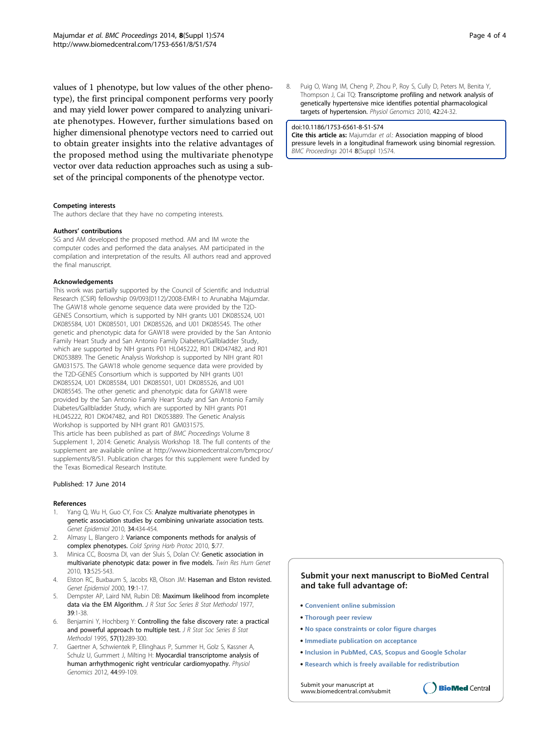values of 1 phenotype, but low values of the other phenotype), the first principal component performs very poorly and may yield lower power compared to analyzing univariate phenotypes. However, further simulations based on higher dimensional phenotype vectors need to carried out to obtain greater insights into the relative advantages of the proposed method using the multivariate phenotype vector over data reduction approaches such as using a subset of the principal components of the phenotype vector.

#### Competing interests

The authors declare that they have no competing interests.

#### Authors' contributions

SG and AM developed the proposed method. AM and IM wrote the computer codes and performed the data analyses. AM participated in the compilation and interpretation of the results. All authors read and approved the final manuscript.

#### Acknowledgements

This work was partially supported by the Council of Scientific and Industrial Research (CSIR) fellowship 09/093(0112)/2008-EMR-I to Arunabha Majumdar. The GAW18 whole genome sequence data were provided by the T2D-GENES Consortium, which is supported by NIH grants U01 DK085524, U01 DK085584, U01 DK085501, U01 DK085526, and U01 DK085545. The other genetic and phenotypic data for GAW18 were provided by the San Antonio Family Heart Study and San Antonio Family Diabetes/Gallbladder Study, which are supported by NIH grants P01 HL045222, R01 DK047482, and R01 DK053889. The Genetic Analysis Workshop is supported by NIH grant R01 GM031575. The GAW18 whole genome sequence data were provided by the T2D-GENES Consortium which is supported by NIH grants U01 DK085524, U01 DK085584, U01 DK085501, U01 DK085526, and U01 DK085545. The other genetic and phenotypic data for GAW18 were provided by the San Antonio Family Heart Study and San Antonio Family Diabetes/Gallbladder Study, which are supported by NIH grants P01 HL045222, R01 DK047482, and R01 DK053889. The Genetic Analysis Workshop is supported by NIH grant R01 GM031575.

This article has been published as part of *BMC Proceedings* Volume 8 Supplement 1, 2014: Genetic Analysis Workshop 18. The full contents of the supplement are available online at http://www.biomedcentral.com/bmcproc/supplements/8/S1. Publication charges for this supplement were funded by the Texas Biomedical Research Institute.

Published: 17 June 2014

#### References

1. Yang Q, Wu H, Guo CY, Fox CS: **Analyze multivariate phenotypes in genetic association studies by combining univariate association tests.** *Genet Epidemiol* 2010, **34**:434-454.
2. Almasy L, Blangero J: **Variance components methods for analysis of complex phenotypes.** *Cold Spring Harb Protoc* 2010, **5**:77.
3. Minica CC, Boosma DI, van der Sluis S, Dolan CV: **Genetic association in multivariate phenotypic data: power in five models.** *Twin Res Hum Genet* 2010, **13**:525-543.
4. Elston RC, Buxbaum S, Jacobs KB, Olson JM: **Haseman and Elston revisted.** *Genet Epidemiol* 2000, **19**:1-17.
5. Dempster AP, Laird NM, Rubin DB: **Maximum likelihood from incomplete data via the EM Algorithm.** *J R Stat Soc Series B Stat Methodol* 1977, **39**:1-38.
6. Benjamini Y, Hochberg Y: **Controlling the false discovery rate: a practical and powerful approach to multiple test.** *J R Stat Soc Series B Stat Methodol* 1995, **57(1)**:289-300.
7. Gaertner A, Schwientek P, Ellinghaus P, Summer H, Golz S, Kassner A, Schulz U, Gummert J, Milting H: **Myocardial transcriptome analysis of human arrhythmogenic right ventricular cardiomyopathy.** *Physiol Genomics* 2012, **44**:99-109.
8. Puig O, Wang IM, Cheng P, Zhou P, Roy S, Cully D, Peters M, Benita Y, Thompson J, Cai TQ: **Transcriptome profiling and network analysis of genetically hypertensive mice identifies potential pharmacological targets of hypertension.** *Physiol Genomics* 2010, **42**:24-32.

doi:10.1186/1753-6561-8-S1-S74
**Cite this article as:** Majumdar *et al.*: Association mapping of blood pressure levels in a longitudinal framework using binomial regression. *BMC Proceedings* 2014 **8**(Suppl 1):S74.